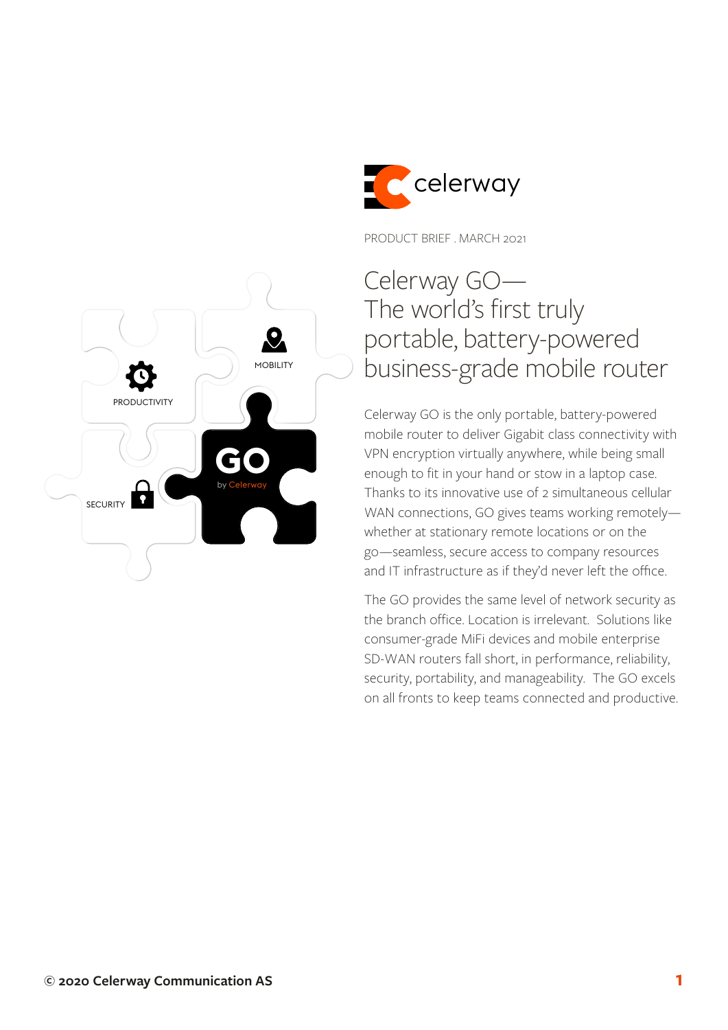PRODUCT BRIEF . MARCH 2021

# Celerway GO— The world's first truly portable, battery-powered business-grade mobile router

Celerway GO is the only portable, battery-powered mobile router to deliver Gigabit class connectivity with VPN encryption virtually anywhere, while being small enough to fit in your hand or stow in a laptop case. Thanks to its innovative use of 2 simultaneous cellular WAN connections, GO gives teams working remotely—whether at stationary remote locations or on the go—seamless, secure access to company resources and IT infrastructure as if they'd never left the office.

The GO provides the same level of network security as the branch office. Location is irrelevant. Solutions like consumer-grade MiFi devices and mobile enterprise SD-WAN routers fall short, in performance, reliability, security, portability, and manageability. The GO excels on all fronts to keep teams connected and productive.

© 2020 Celerway Communication AS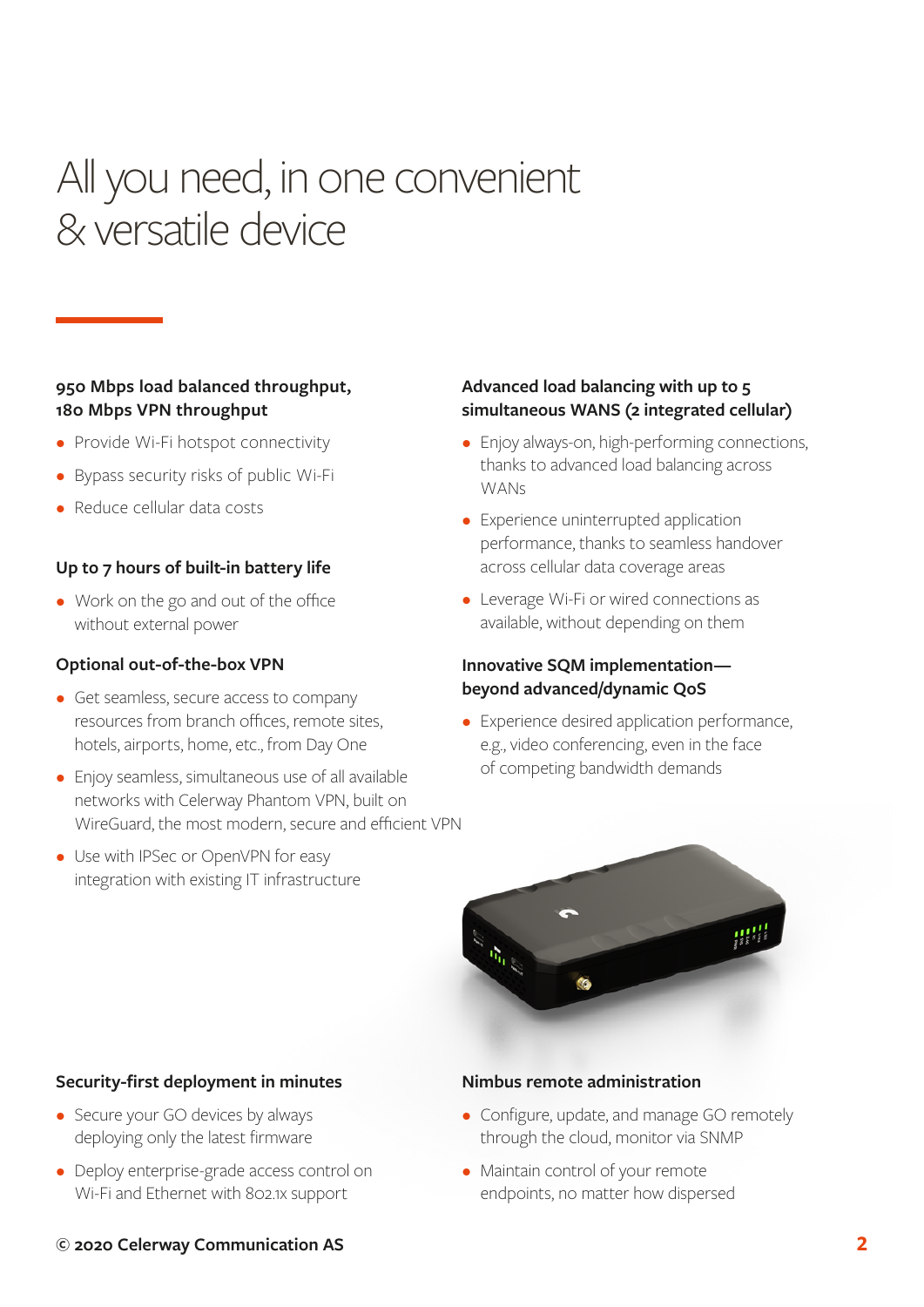# All you need, in one convenient & versatile device

### 950 Mbps load balanced throughput, 180 Mbps VPN throughput

- Provide Wi-Fi hotspot connectivity
- Bypass security risks of public Wi-Fi
- Reduce cellular data costs

### Up to 7 hours of built-in battery life

- Work on the go and out of the office without external power

### Optional out-of-the-box VPN

- Get seamless, secure access to company resources from branch offices, remote sites, hotels, airports, home, etc., from Day One
- Enjoy seamless, simultaneous use of all available networks with Celerway Phantom VPN, built on WireGuard, the most modern, secure and efficient VPN
- Use with IPSec or OpenVPN for easy integration with existing IT infrastructure

### Advanced load balancing with up to 5 simultaneous WANS (2 integrated cellular)

- Enjoy always-on, high-performing connections, thanks to advanced load balancing across WANs
- Experience uninterrupted application performance, thanks to seamless handover across cellular data coverage areas
- Leverage Wi-Fi or wired connections as available, without depending on them

### Innovative SQM implementation—beyond advanced/dynamic QoS

- Experience desired application performance, e.g., video conferencing, even in the face of competing bandwidth demands

### Security-first deployment in minutes

- Secure your GO devices by always deploying only the latest firmware
- Deploy enterprise-grade access control on Wi-Fi and Ethernet with 802.1x support

### Nimbus remote administration

- Configure, update, and manage GO remotely through the cloud, monitor via SNMP
- Maintain control of your remote endpoints, no matter how dispersed

© 2020 Celerway Communication AS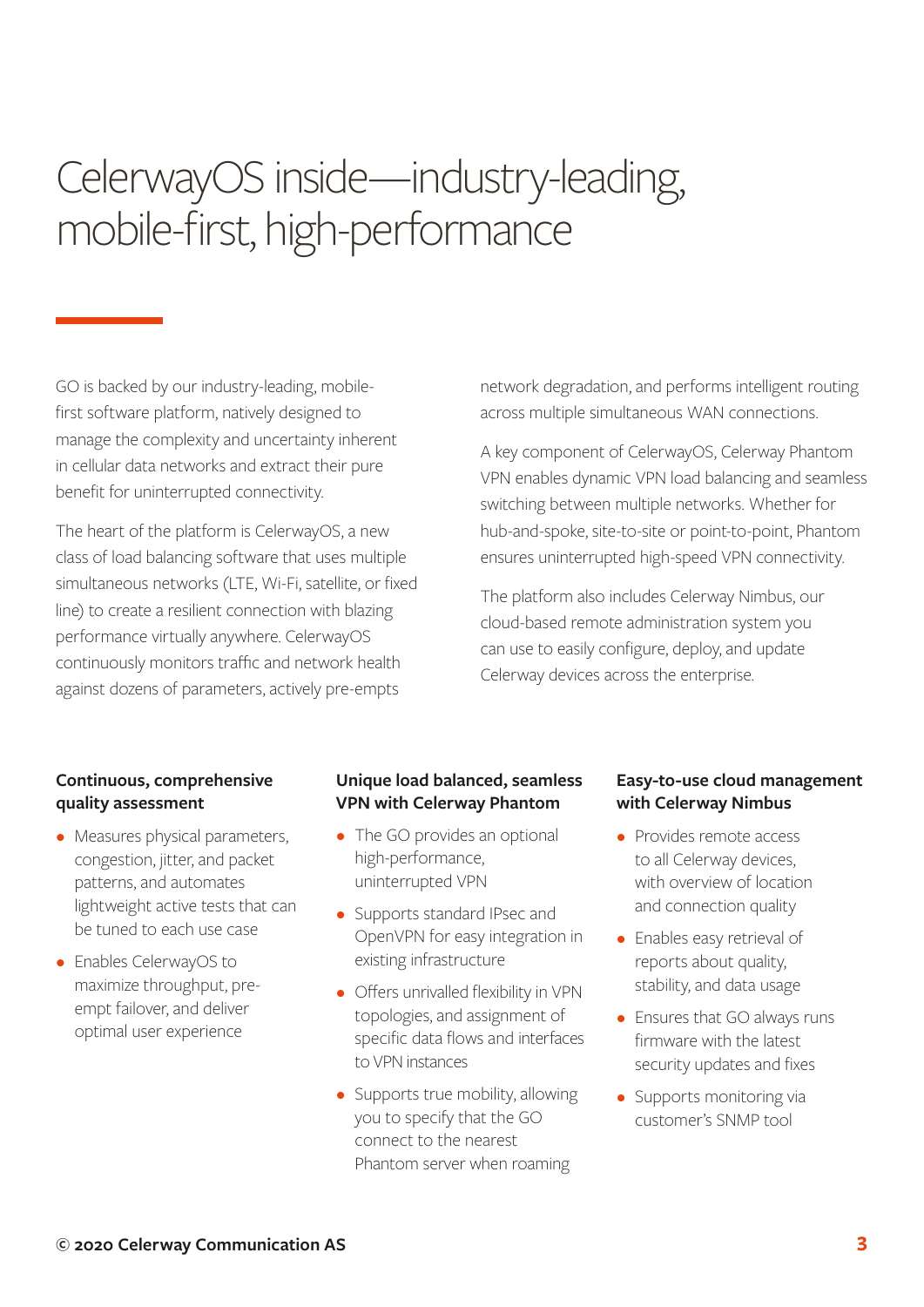# CelerwayOS inside—industry-leading, mobile-first, high-performance

GO is backed by our industry-leading, mobile-first software platform, natively designed to manage the complexity and uncertainty inherent in cellular data networks and extract their pure benefit for uninterrupted connectivity.

The heart of the platform is CelerwayOS, a new class of load balancing software that uses multiple simultaneous networks (LTE, Wi-Fi, satellite, or fixed line) to create a resilient connection with blazing performance virtually anywhere. CelerwayOS continuously monitors traffic and network health against dozens of parameters, actively pre-empts network degradation, and performs intelligent routing across multiple simultaneous WAN connections.

A key component of CelerwayOS, Celerway Phantom VPN enables dynamic VPN load balancing and seamless switching between multiple networks. Whether for hub-and-spoke, site-to-site or point-to-point, Phantom ensures uninterrupted high-speed VPN connectivity.

The platform also includes Celerway Nimbus, our cloud-based remote administration system you can use to easily configure, deploy, and update Celerway devices across the enterprise.

**Continuous, comprehensive quality assessment**

- Measures physical parameters, congestion, jitter, and packet patterns, and automates lightweight active tests that can be tuned to each use case
- Enables CelerwayOS to maximize throughput, pre-empt failover, and deliver optimal user experience

**Unique load balanced, seamless VPN with Celerway Phantom**

- The GO provides an optional high-performance, uninterrupted VPN
- Supports standard IPsec and OpenVPN for easy integration in existing infrastructure
- Offers unrivalled flexibility in VPN topologies, and assignment of specific data flows and interfaces to VPN instances
- Supports true mobility, allowing you to specify that the GO connect to the nearest Phantom server when roaming

**Easy-to-use cloud management with Celerway Nimbus**

- Provides remote access to all Celerway devices, with overview of location and connection quality
- Enables easy retrieval of reports about quality, stability, and data usage
- Ensures that GO always runs firmware with the latest security updates and fixes
- Supports monitoring via customer's SNMP tool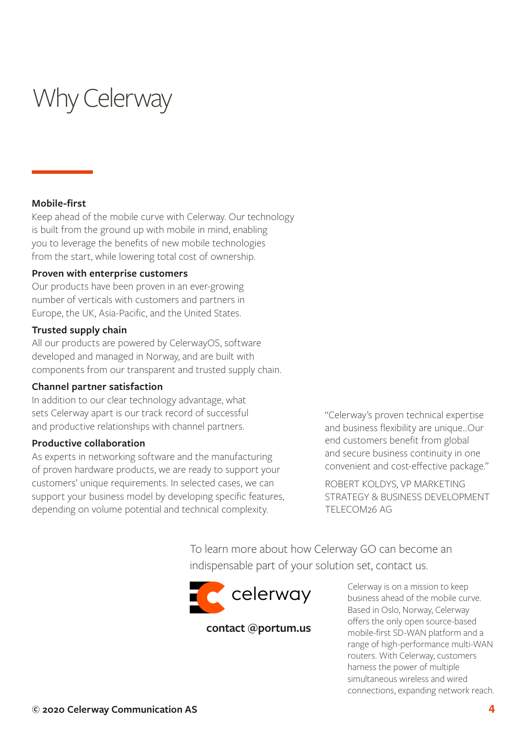# Why Celerway

**Mobile-first**

Keep ahead of the mobile curve with Celerway. Our technology is built from the ground up with mobile in mind, enabling you to leverage the benefits of new mobile technologies from the start, while lowering total cost of ownership.

**Proven with enterprise customers**

Our products have been proven in an ever-growing number of verticals with customers and partners in Europe, the UK, Asia-Pacific, and the United States.

**Trusted supply chain**

All our products are powered by CelerwayOS, software developed and managed in Norway, and are built with components from our transparent and trusted supply chain.

**Channel partner satisfaction**

In addition to our clear technology advantage, what sets Celerway apart is our track record of successful and productive relationships with channel partners.

**Productive collaboration**

As experts in networking software and the manufacturing of proven hardware products, we are ready to support your customers' unique requirements. In selected cases, we can support your business model by developing specific features, depending on volume potential and technical complexity.

"Celerway's proven technical expertise and business flexibility are unique...Our end customers benefit from global and secure business continuity in one convenient and cost-effective package."

ROBERT KOLDYS, VP MARKETING STRATEGY & BUSINESS DEVELOPMENT TELECOM26 AG

To learn more about how Celerway GO can become an indispensable part of your solution set, contact us.

celerway

**contact @portum.us**

Celerway is on a mission to keep business ahead of the mobile curve. Based in Oslo, Norway, Celerway offers the only open source-based mobile-first SD-WAN platform and a range of high-performance multi-WAN routers. With Celerway, customers harness the power of multiple simultaneous wireless and wired connections, expanding network reach.

**© 2020 Celerway Communication AS**